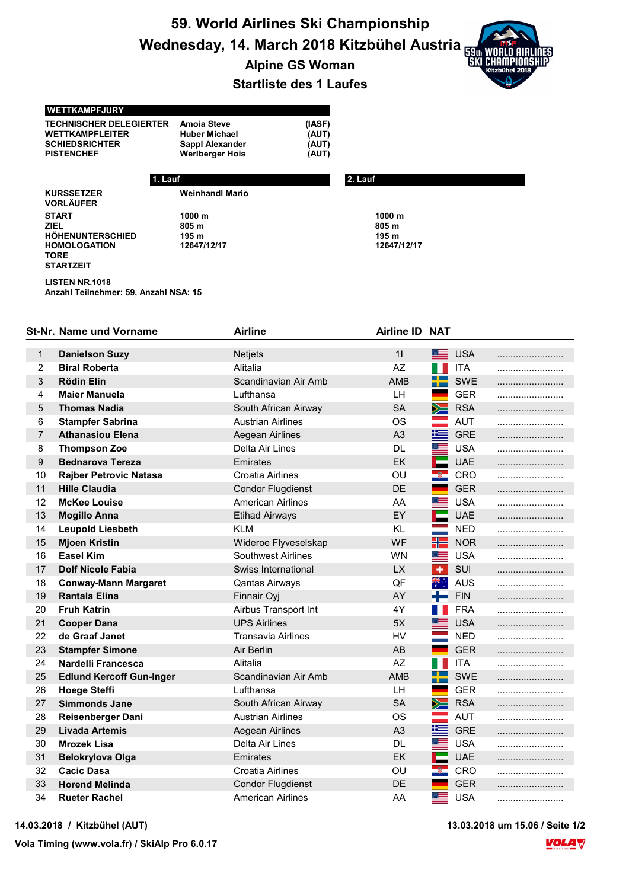# 59. World Airlines Ski Championship

## Wednesday, 14. March 2018 Kitzbühel Austria

### Alpine GS Woman

### Startliste des 1 Laufes

**WETTKAMPFJURY**

| | | |
|---|---|---|
| TECHNISCHER DELEGIERTER | Amoia Steve | (IASF) |
| WETTKAMPFLEITER | Huber Michael | (AUT) |
| SCHIEDSRICHTER | Sappl Alexander | (AUT) |
| PISTENCHEF | Werlberger Hois | (AUT) |

| | 1. Lauf | 2. Lauf |
|---|---|---|
| KURSSETZER | Weinhandl Mario | |
| VORLÄUFER | | |
| START | 1000 m | 1000 m |
| ZIEL | 805 m | 805 m |
| HÖHENUNTERSCHIED | 195 m | 195 m |
| HOMOLOGATION | 12647/12/17 | 12647/12/17 |
| TORE | | |
| STARTZEIT | | |

LISTEN NR.1018
Anzahl Teilnehmer: 59, Anzahl NSA: 15

| St-Nr. | Name und Vorname | Airline | Airline ID | NAT | |
|---|---|---|---|---|---|
| 1 | **Danielson Suzy** | Netjets | 1I | USA | ......................... |
| 2 | **Biral Roberta** | Alitalia | AZ | ITA | ......................... |
| 3 | **Rödin Elin** | Scandinavian Air Amb | AMB | SWE | ......................... |
| 4 | **Maier Manuela** | Lufthansa | LH | GER | ......................... |
| 5 | **Thomas Nadia** | South African Airway | SA | RSA | ......................... |
| 6 | **Stampfer Sabrina** | Austrian Airlines | OS | AUT | ......................... |
| 7 | **Athanasiou Elena** | Aegean Airlines | A3 | GRE | ......................... |
| 8 | **Thompson Zoe** | Delta Air Lines | DL | USA | ......................... |
| 9 | **Bednarova Tereza** | Emirates | EK | UAE | ......................... |
| 10 | **Rajber Petrovic Natasa** | Croatia Airlines | OU | CRO | ......................... |
| 11 | **Hille Claudia** | Condor Flugdienst | DE | GER | ......................... |
| 12 | **McKee Louise** | American Airlines | AA | USA | ......................... |
| 13 | **Mogillo Anna** | Etihad Airways | EY | UAE | ......................... |
| 14 | **Leupold Liesbeth** | KLM | KL | NED | ......................... |
| 15 | **Mjoen Kristin** | Wideroe Flyveselskap | WF | NOR | ......................... |
| 16 | **Easel Kim** | Southwest Airlines | WN | USA | ......................... |
| 17 | **Dolf Nicole Fabia** | Swiss International | LX | SUI | ......................... |
| 18 | **Conway-Mann Margaret** | Qantas Airways | QF | AUS | ......................... |
| 19 | **Rantala Elina** | Finnair Oyj | AY | FIN | ......................... |
| 20 | **Fruh Katrin** | Airbus Transport Int | 4Y | FRA | ......................... |
| 21 | **Cooper Dana** | UPS Airlines | 5X | USA | ......................... |
| 22 | **de Graaf Janet** | Transavia Airlines | HV | NED | ......................... |
| 23 | **Stampfer Simone** | Air Berlin | AB | GER | ......................... |
| 24 | **Nardelli Francesca** | Alitalia | AZ | ITA | ......................... |
| 25 | **Edlund Kercoff Gun-Inger** | Scandinavian Air Amb | AMB | SWE | ......................... |
| 26 | **Hoege Steffi** | Lufthansa | LH | GER | ......................... |
| 27 | **Simmonds Jane** | South African Airway | SA | RSA | ......................... |
| 28 | **Reisenberger Dani** | Austrian Airlines | OS | AUT | ......................... |
| 29 | **Livada Artemis** | Aegean Airlines | A3 | GRE | ......................... |
| 30 | **Mrozek Lisa** | Delta Air Lines | DL | USA | ......................... |
| 31 | **Belokrylova Olga** | Emirates | EK | UAE | ......................... |
| 32 | **Cacic Dasa** | Croatia Airlines | OU | CRO | ......................... |
| 33 | **Horend Melinda** | Condor Flugdienst | DE | GER | ......................... |
| 34 | **Rueter Rachel** | American Airlines | AA | USA | ......................... |

14.03.2018 / Kitzbühel (AUT) — 13.03.2018 um 15.06

Vola Timing (www.vola.fr) / SkiAlp Pro 6.0.17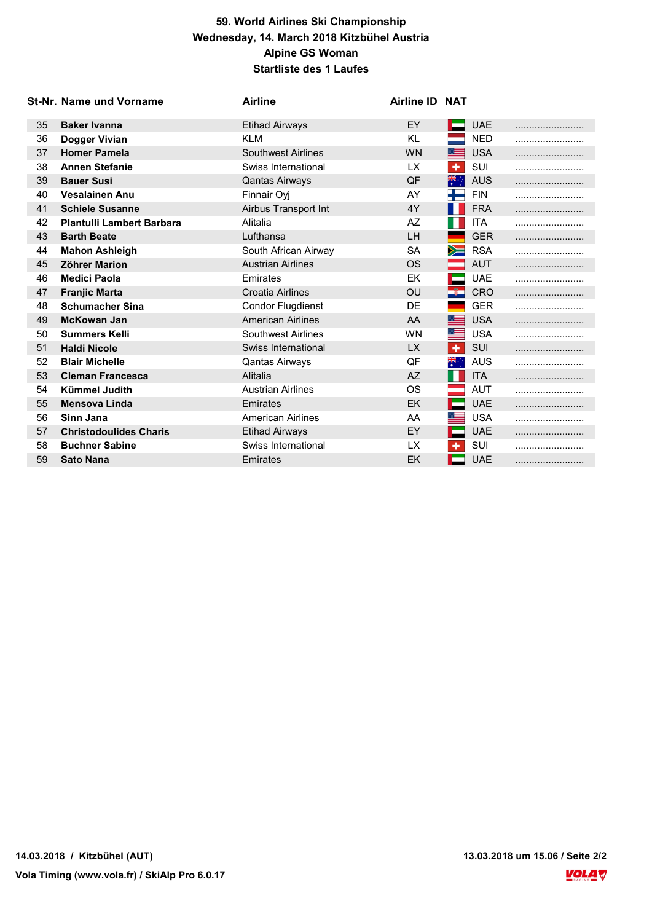# 59. World Airlines Ski Championship
## Wednesday, 14. March 2018 Kitzbühel Austria
## Alpine GS Woman
## Startliste des 1 Laufes

| St-Nr. | Name und Vorname | Airline | Airline ID | NAT | |
|---|---|---|---|---|---|
| 35 | **Baker Ivanna** | Etihad Airways | EY | UAE | ......................... |
| 36 | **Dogger Vivian** | KLM | KL | NED | ......................... |
| 37 | **Homer Pamela** | Southwest Airlines | WN | USA | ......................... |
| 38 | **Annen Stefanie** | Swiss International | LX | SUI | ......................... |
| 39 | **Bauer Susi** | Qantas Airways | QF | AUS | ......................... |
| 40 | **Vesalainen Anu** | Finnair Oyj | AY | FIN | ......................... |
| 41 | **Schiele Susanne** | Airbus Transport Int | 4Y | FRA | ......................... |
| 42 | **Plantulli Lambert Barbara** | Alitalia | AZ | ITA | ......................... |
| 43 | **Barth Beate** | Lufthansa | LH | GER | ......................... |
| 44 | **Mahon Ashleigh** | South African Airway | SA | RSA | ......................... |
| 45 | **Zöhrer Marion** | Austrian Airlines | OS | AUT | ......................... |
| 46 | **Medici Paola** | Emirates | EK | UAE | ......................... |
| 47 | **Franjic Marta** | Croatia Airlines | OU | CRO | ......................... |
| 48 | **Schumacher Sina** | Condor Flugdienst | DE | GER | ......................... |
| 49 | **McKowan Jan** | American Airlines | AA | USA | ......................... |
| 50 | **Summers Kelli** | Southwest Airlines | WN | USA | ......................... |
| 51 | **Haldi Nicole** | Swiss International | LX | SUI | ......................... |
| 52 | **Blair Michelle** | Qantas Airways | QF | AUS | ......................... |
| 53 | **Cleman Francesca** | Alitalia | AZ | ITA | ......................... |
| 54 | **Kümmel Judith** | Austrian Airlines | OS | AUT | ......................... |
| 55 | **Mensova Linda** | Emirates | EK | UAE | ......................... |
| 56 | **Sinn Jana** | American Airlines | AA | USA | ......................... |
| 57 | **Christodoulides Charis** | Etihad Airways | EY | UAE | ......................... |
| 58 | **Buchner Sabine** | Swiss International | LX | SUI | ......................... |
| 59 | **Sato Nana** | Emirates | EK | UAE | ......................... |

**14.03.2018 / Kitzbühel (AUT)** **13.03.2018 um 15.06 / Seite 2/2**

**Vola Timing (www.vola.fr) / SkiAlp Pro 6.0.17**